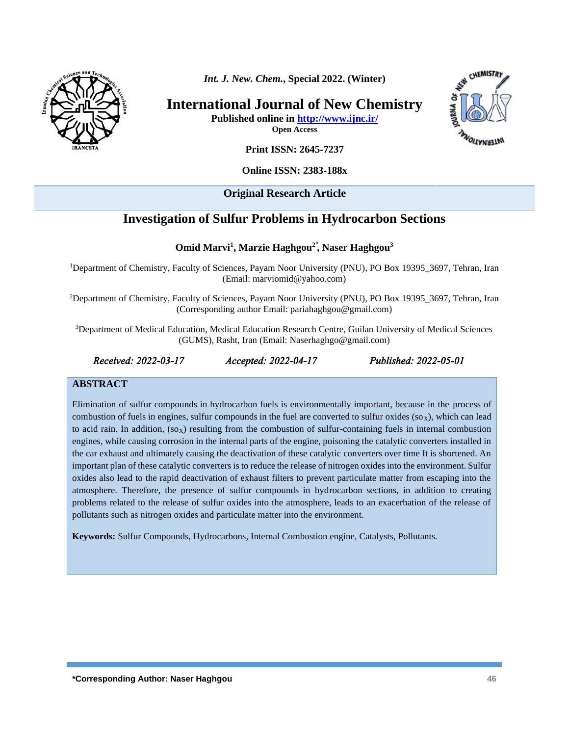*Int. J. New. Chem.*, Special 2022. (Winter)

# International Journal of New Chemistry

**Published online in http://www.ijnc.ir/**

**Open Access**

**Print ISSN: 2645-7237**

**Online ISSN: 2383-188x**

**Original Research Article**

## Investigation of Sulfur Problems in Hydrocarbon Sections

**Omid Marvi[1], Marzie Haghgou[2*], Naser Haghgou[3]**

[1]Department of Chemistry, Faculty of Sciences, Payam Noor University (PNU), PO Box 19395_3697, Tehran, Iran (Email: marviomid@yahoo.com)

[2]Department of Chemistry, Faculty of Sciences, Payam Noor University (PNU), PO Box 19395_3697, Tehran, Iran (Corresponding author Email: pariahaghgou@gmail.com)

[3]Department of Medical Education, Medical Education Research Centre, Guilan University of Medical Sciences (GUMS), Rasht, Iran (Email: Naserhaghgo@gmail.com)

*Received: 2022-03-17* *Accepted: 2022-04-17* *Published: 2022-05-01*

### ABSTRACT

Elimination of sulfur compounds in hydrocarbon fuels is environmentally important, because in the process of combustion of fuels in engines, sulfur compounds in the fuel are converted to sulfur oxides ($so_X$), which can lead to acid rain. In addition, ($so_X$) resulting from the combustion of sulfur-containing fuels in internal combustion engines, while causing corrosion in the internal parts of the engine, poisoning the catalytic converters installed in the car exhaust and ultimately causing the deactivation of these catalytic converters over time It is shortened. An important plan of these catalytic converters is to reduce the release of nitrogen oxides into the environment. Sulfur oxides also lead to the rapid deactivation of exhaust filters to prevent particulate matter from escaping into the atmosphere. Therefore, the presence of sulfur compounds in hydrocarbon sections, in addition to creating problems related to the release of sulfur oxides into the atmosphere, leads to an exacerbation of the release of pollutants such as nitrogen oxides and particulate matter into the environment.

**Keywords:** Sulfur Compounds, Hydrocarbons, Internal Combustion engine, Catalysts, Pollutants.

**\*Corresponding Author: Naser Haghgou**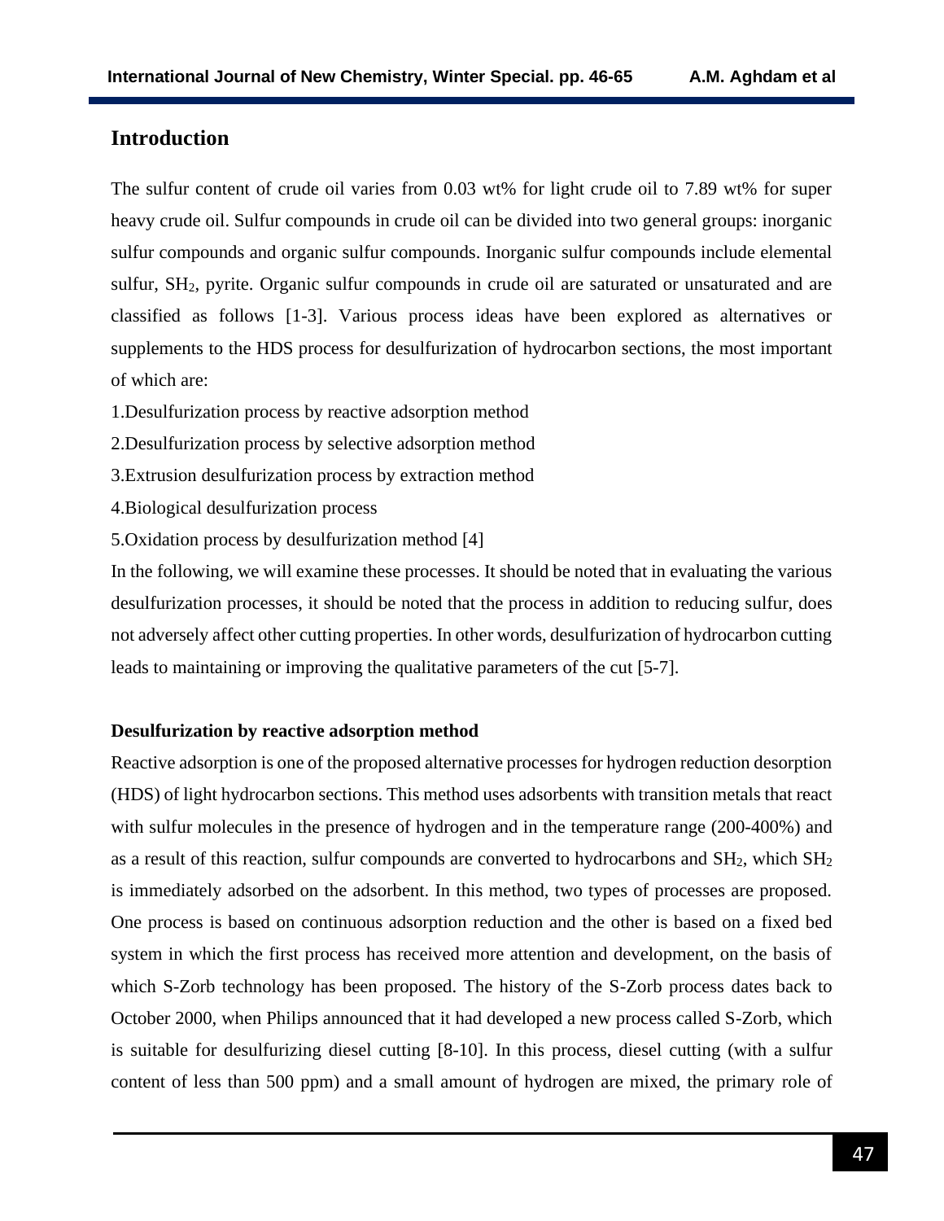## Introduction

The sulfur content of crude oil varies from 0.03 wt% for light crude oil to 7.89 wt% for super heavy crude oil. Sulfur compounds in crude oil can be divided into two general groups: inorganic sulfur compounds and organic sulfur compounds. Inorganic sulfur compounds include elemental sulfur, $SH_2$, pyrite. Organic sulfur compounds in crude oil are saturated or unsaturated and are classified as follows [1-3]. Various process ideas have been explored as alternatives or supplements to the HDS process for desulfurization of hydrocarbon sections, the most important of which are:

1. Desulfurization process by reactive adsorption method
2. Desulfurization process by selective adsorption method
3. Extrusion desulfurization process by extraction method
4. Biological desulfurization process
5. Oxidation process by desulfurization method [4]

In the following, we will examine these processes. It should be noted that in evaluating the various desulfurization processes, it should be noted that the process in addition to reducing sulfur, does not adversely affect other cutting properties. In other words, desulfurization of hydrocarbon cutting leads to maintaining or improving the qualitative parameters of the cut [5-7].

**Desulfurization by reactive adsorption method**

Reactive adsorption is one of the proposed alternative processes for hydrogen reduction desorption (HDS) of light hydrocarbon sections. This method uses adsorbents with transition metals that react with sulfur molecules in the presence of hydrogen and in the temperature range (200-400%) and as a result of this reaction, sulfur compounds are converted to hydrocarbons and $SH_2$, which $SH_2$ is immediately adsorbed on the adsorbent. In this method, two types of processes are proposed. One process is based on continuous adsorption reduction and the other is based on a fixed bed system in which the first process has received more attention and development, on the basis of which S-Zorb technology has been proposed. The history of the S-Zorb process dates back to October 2000, when Philips announced that it had developed a new process called S-Zorb, which is suitable for desulfurizing diesel cutting [8-10]. In this process, diesel cutting (with a sulfur content of less than 500 ppm) and a small amount of hydrogen are mixed, the primary role of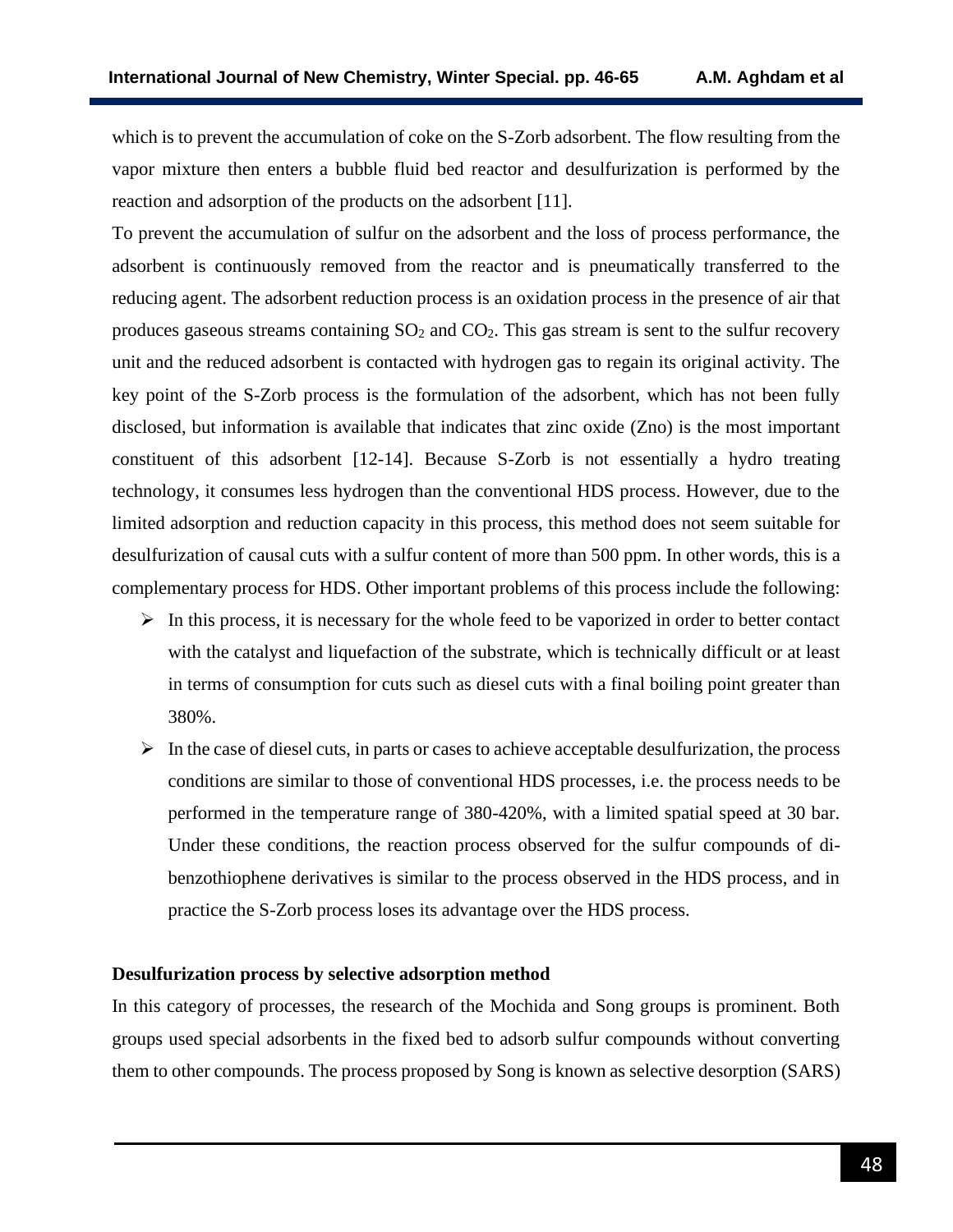which is to prevent the accumulation of coke on the S-Zorb adsorbent. The flow resulting from the vapor mixture then enters a bubble fluid bed reactor and desulfurization is performed by the reaction and adsorption of the products on the adsorbent [11].

To prevent the accumulation of sulfur on the adsorbent and the loss of process performance, the adsorbent is continuously removed from the reactor and is pneumatically transferred to the reducing agent. The adsorbent reduction process is an oxidation process in the presence of air that produces gaseous streams containing $SO_2$ and $CO_2$. This gas stream is sent to the sulfur recovery unit and the reduced adsorbent is contacted with hydrogen gas to regain its original activity. The key point of the S-Zorb process is the formulation of the adsorbent, which has not been fully disclosed, but information is available that indicates that zinc oxide (Zno) is the most important constituent of this adsorbent [12-14]. Because S-Zorb is not essentially a hydro treating technology, it consumes less hydrogen than the conventional HDS process. However, due to the limited adsorption and reduction capacity in this process, this method does not seem suitable for desulfurization of causal cuts with a sulfur content of more than 500 ppm. In other words, this is a complementary process for HDS. Other important problems of this process include the following:

- In this process, it is necessary for the whole feed to be vaporized in order to better contact with the catalyst and liquefaction of the substrate, which is technically difficult or at least in terms of consumption for cuts such as diesel cuts with a final boiling point greater than 380%.
- In the case of diesel cuts, in parts or cases to achieve acceptable desulfurization, the process conditions are similar to those of conventional HDS processes, i.e. the process needs to be performed in the temperature range of 380-420%, with a limited spatial speed at 30 bar. Under these conditions, the reaction process observed for the sulfur compounds of di-benzothiophene derivatives is similar to the process observed in the HDS process, and in practice the S-Zorb process loses its advantage over the HDS process.

**Desulfurization process by selective adsorption method**

In this category of processes, the research of the Mochida and Song groups is prominent. Both groups used special adsorbents in the fixed bed to adsorb sulfur compounds without converting them to other compounds. The process proposed by Song is known as selective desorption (SARS)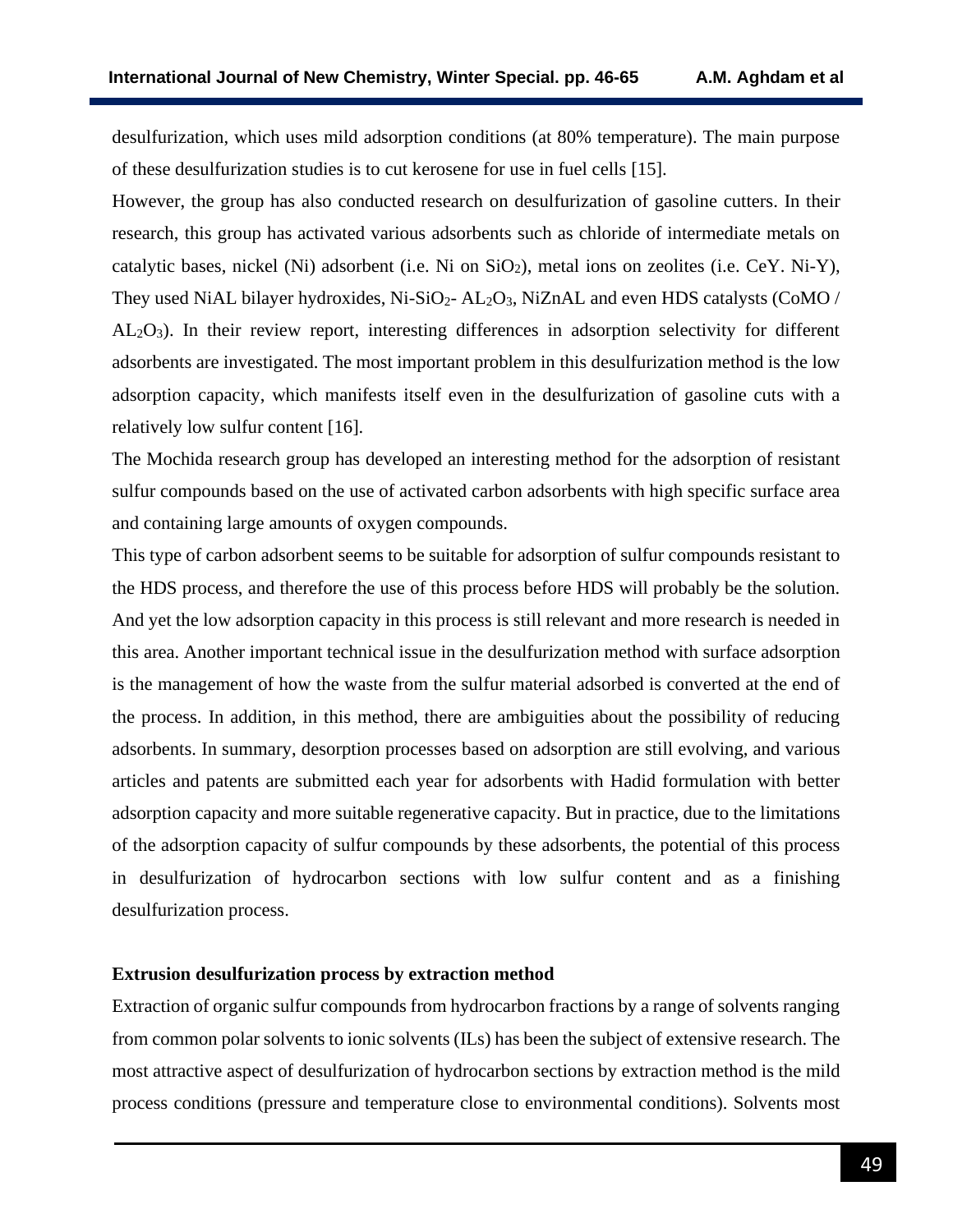desulfurization, which uses mild adsorption conditions (at 80% temperature). The main purpose of these desulfurization studies is to cut kerosene for use in fuel cells [15].

However, the group has also conducted research on desulfurization of gasoline cutters. In their research, this group has activated various adsorbents such as chloride of intermediate metals on catalytic bases, nickel (Ni) adsorbent (i.e. Ni on $SiO_2$), metal ions on zeolites (i.e. CeY. Ni-Y), They used NiAL bilayer hydroxides, Ni-$SiO_2$- $AL_2O_3$, NiZnAL and even HDS catalysts (CoMO / $AL_2O_3$). In their review report, interesting differences in adsorption selectivity for different adsorbents are investigated. The most important problem in this desulfurization method is the low adsorption capacity, which manifests itself even in the desulfurization of gasoline cuts with a relatively low sulfur content [16].

The Mochida research group has developed an interesting method for the adsorption of resistant sulfur compounds based on the use of activated carbon adsorbents with high specific surface area and containing large amounts of oxygen compounds.

This type of carbon adsorbent seems to be suitable for adsorption of sulfur compounds resistant to the HDS process, and therefore the use of this process before HDS will probably be the solution. And yet the low adsorption capacity in this process is still relevant and more research is needed in this area. Another important technical issue in the desulfurization method with surface adsorption is the management of how the waste from the sulfur material adsorbed is converted at the end of the process. In addition, in this method, there are ambiguities about the possibility of reducing adsorbents. In summary, desorption processes based on adsorption are still evolving, and various articles and patents are submitted each year for adsorbents with Hadid formulation with better adsorption capacity and more suitable regenerative capacity. But in practice, due to the limitations of the adsorption capacity of sulfur compounds by these adsorbents, the potential of this process in desulfurization of hydrocarbon sections with low sulfur content and as a finishing desulfurization process.

**Extrusion desulfurization process by extraction method**

Extraction of organic sulfur compounds from hydrocarbon fractions by a range of solvents ranging from common polar solvents to ionic solvents (ILs) has been the subject of extensive research. The most attractive aspect of desulfurization of hydrocarbon sections by extraction method is the mild process conditions (pressure and temperature close to environmental conditions). Solvents most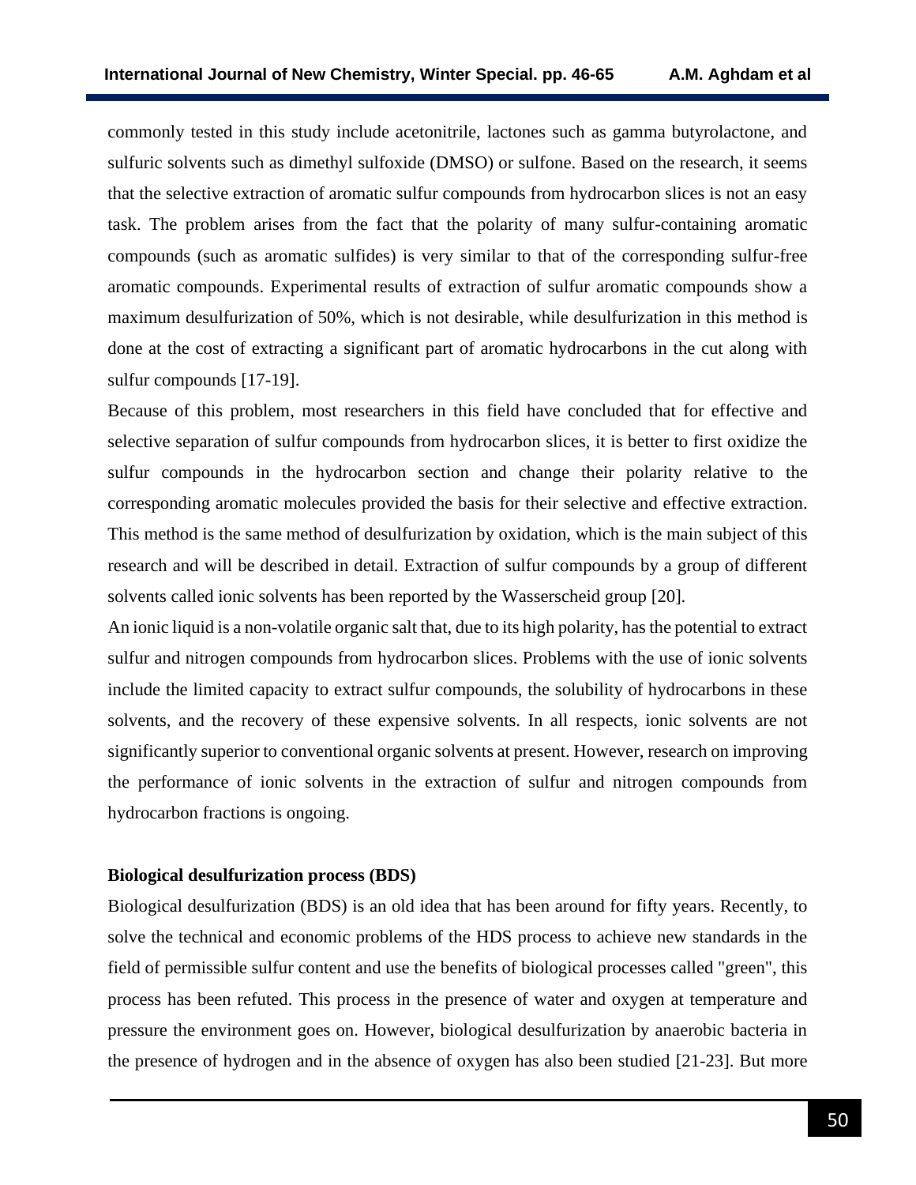commonly tested in this study include acetonitrile, lactones such as gamma butyrolactone, and sulfuric solvents such as dimethyl sulfoxide (DMSO) or sulfone. Based on the research, it seems that the selective extraction of aromatic sulfur compounds from hydrocarbon slices is not an easy task. The problem arises from the fact that the polarity of many sulfur-containing aromatic compounds (such as aromatic sulfides) is very similar to that of the corresponding sulfur-free aromatic compounds. Experimental results of extraction of sulfur aromatic compounds show a maximum desulfurization of 50%, which is not desirable, while desulfurization in this method is done at the cost of extracting a significant part of aromatic hydrocarbons in the cut along with sulfur compounds [17-19].

Because of this problem, most researchers in this field have concluded that for effective and selective separation of sulfur compounds from hydrocarbon slices, it is better to first oxidize the sulfur compounds in the hydrocarbon section and change their polarity relative to the corresponding aromatic molecules provided the basis for their selective and effective extraction. This method is the same method of desulfurization by oxidation, which is the main subject of this research and will be described in detail. Extraction of sulfur compounds by a group of different solvents called ionic solvents has been reported by the Wasserscheid group [20].

An ionic liquid is a non-volatile organic salt that, due to its high polarity, has the potential to extract sulfur and nitrogen compounds from hydrocarbon slices. Problems with the use of ionic solvents include the limited capacity to extract sulfur compounds, the solubility of hydrocarbons in these solvents, and the recovery of these expensive solvents. In all respects, ionic solvents are not significantly superior to conventional organic solvents at present. However, research on improving the performance of ionic solvents in the extraction of sulfur and nitrogen compounds from hydrocarbon fractions is ongoing.

**Biological desulfurization process (BDS)**

Biological desulfurization (BDS) is an old idea that has been around for fifty years. Recently, to solve the technical and economic problems of the HDS process to achieve new standards in the field of permissible sulfur content and use the benefits of biological processes called "green", this process has been refuted. This process in the presence of water and oxygen at temperature and pressure the environment goes on. However, biological desulfurization by anaerobic bacteria in the presence of hydrogen and in the absence of oxygen has also been studied [21-23]. But more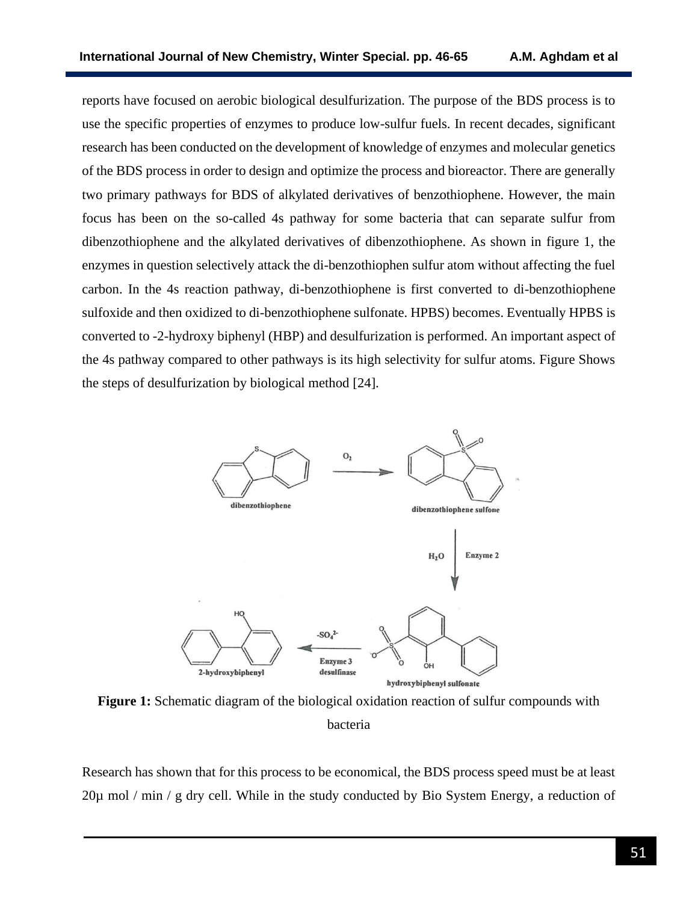reports have focused on aerobic biological desulfurization. The purpose of the BDS process is to use the specific properties of enzymes to produce low-sulfur fuels. In recent decades, significant research has been conducted on the development of knowledge of enzymes and molecular genetics of the BDS process in order to design and optimize the process and bioreactor. There are generally two primary pathways for BDS of alkylated derivatives of benzothiophene. However, the main focus has been on the so-called 4s pathway for some bacteria that can separate sulfur from dibenzothiophene and the alkylated derivatives of dibenzothiophene. As shown in figure 1, the enzymes in question selectively attack the di-benzothiophen sulfur atom without affecting the fuel carbon. In the 4s reaction pathway, di-benzothiophene is first converted to di-benzothiophene sulfoxide and then oxidized to di-benzothiophene sulfonate. HPBS) becomes. Eventually HPBS is converted to -2-hydroxy biphenyl (HBP) and desulfurization is performed. An important aspect of the 4s pathway compared to other pathways is its high selectivity for sulfur atoms. Figure Shows the steps of desulfurization by biological method [24].

**Figure 1:** Schematic diagram of the biological oxidation reaction of sulfur compounds with bacteria

Research has shown that for this process to be economical, the BDS process speed must be at least 20µ mol / min / g dry cell. While in the study conducted by Bio System Energy, a reduction of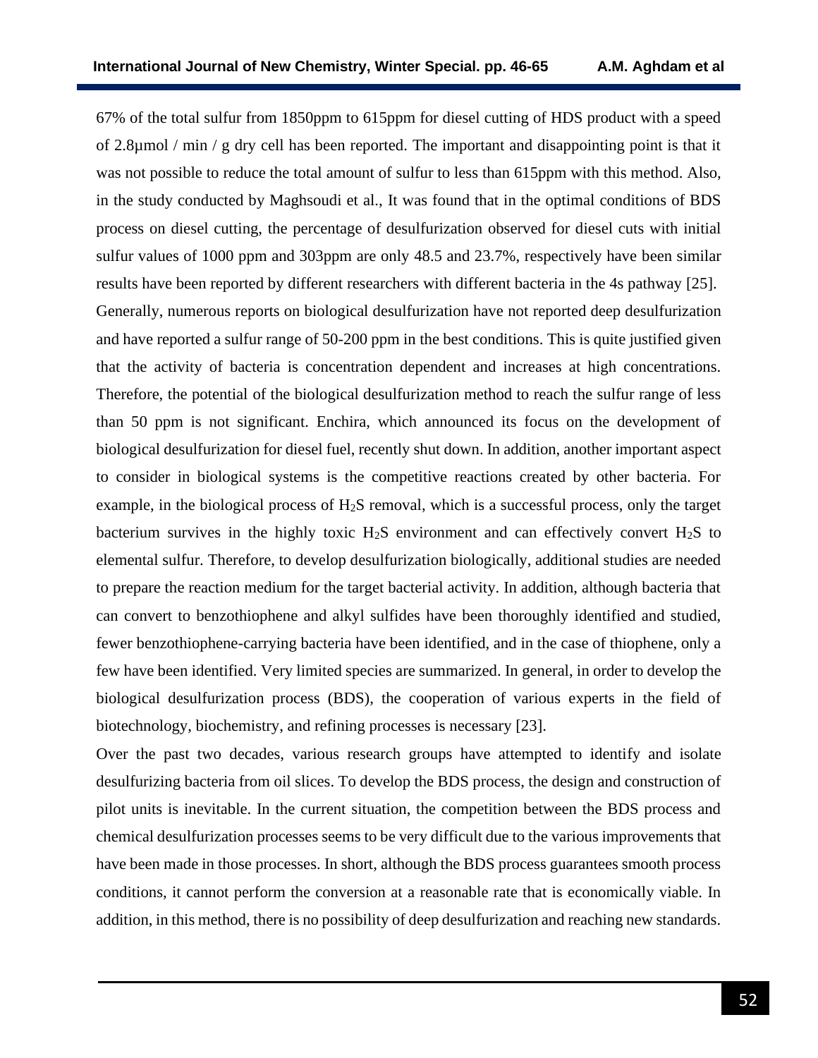67% of the total sulfur from 1850ppm to 615ppm for diesel cutting of HDS product with a speed of 2.8µmol / min / g dry cell has been reported. The important and disappointing point is that it was not possible to reduce the total amount of sulfur to less than 615ppm with this method. Also, in the study conducted by Maghsoudi et al., It was found that in the optimal conditions of BDS process on diesel cutting, the percentage of desulfurization observed for diesel cuts with initial sulfur values of 1000 ppm and 303ppm are only 48.5 and 23.7%, respectively have been similar results have been reported by different researchers with different bacteria in the 4s pathway [25]. Generally, numerous reports on biological desulfurization have not reported deep desulfurization and have reported a sulfur range of 50-200 ppm in the best conditions. This is quite justified given that the activity of bacteria is concentration dependent and increases at high concentrations. Therefore, the potential of the biological desulfurization method to reach the sulfur range of less than 50 ppm is not significant. Enchira, which announced its focus on the development of biological desulfurization for diesel fuel, recently shut down. In addition, another important aspect to consider in biological systems is the competitive reactions created by other bacteria. For example, in the biological process of $H_2S$ removal, which is a successful process, only the target bacterium survives in the highly toxic $H_2S$ environment and can effectively convert $H_2S$ to elemental sulfur. Therefore, to develop desulfurization biologically, additional studies are needed to prepare the reaction medium for the target bacterial activity. In addition, although bacteria that can convert to benzothiophene and alkyl sulfides have been thoroughly identified and studied, fewer benzothiophene-carrying bacteria have been identified, and in the case of thiophene, only a few have been identified. Very limited species are summarized. In general, in order to develop the biological desulfurization process (BDS), the cooperation of various experts in the field of biotechnology, biochemistry, and refining processes is necessary [23].

Over the past two decades, various research groups have attempted to identify and isolate desulfurizing bacteria from oil slices. To develop the BDS process, the design and construction of pilot units is inevitable. In the current situation, the competition between the BDS process and chemical desulfurization processes seems to be very difficult due to the various improvements that have been made in those processes. In short, although the BDS process guarantees smooth process conditions, it cannot perform the conversion at a reasonable rate that is economically viable. In addition, in this method, there is no possibility of deep desulfurization and reaching new standards.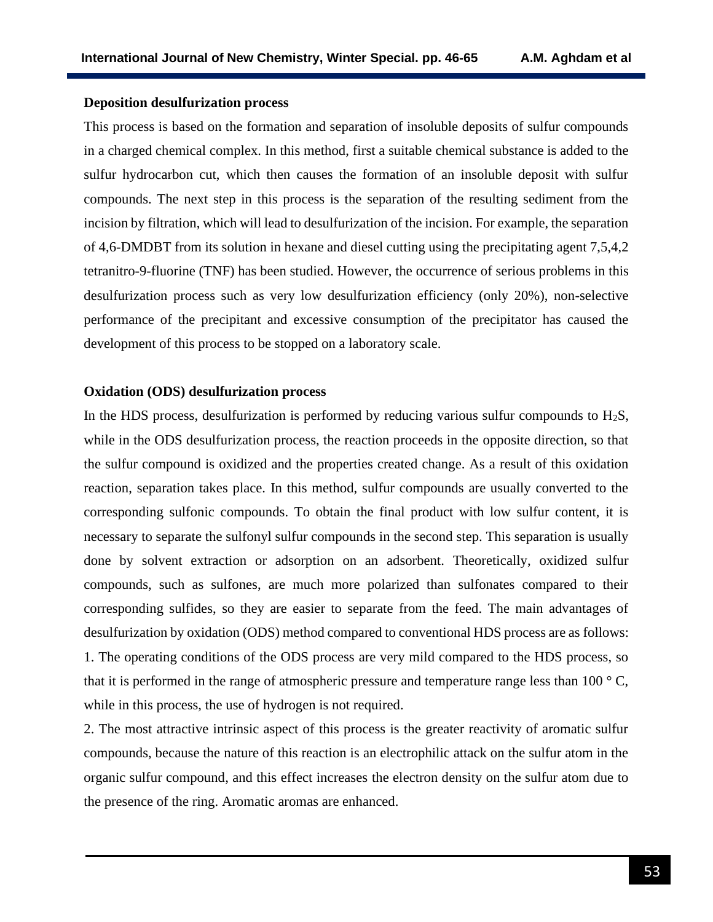**Deposition desulfurization process**

This process is based on the formation and separation of insoluble deposits of sulfur compounds in a charged chemical complex. In this method, first a suitable chemical substance is added to the sulfur hydrocarbon cut, which then causes the formation of an insoluble deposit with sulfur compounds. The next step in this process is the separation of the resulting sediment from the incision by filtration, which will lead to desulfurization of the incision. For example, the separation of 4,6-DMDBT from its solution in hexane and diesel cutting using the precipitating agent 7,5,4,2 tetranitro-9-fluorine (TNF) has been studied. However, the occurrence of serious problems in this desulfurization process such as very low desulfurization efficiency (only 20%), non-selective performance of the precipitant and excessive consumption of the precipitator has caused the development of this process to be stopped on a laboratory scale.

**Oxidation (ODS) desulfurization process**

In the HDS process, desulfurization is performed by reducing various sulfur compounds to $H_2S$, while in the ODS desulfurization process, the reaction proceeds in the opposite direction, so that the sulfur compound is oxidized and the properties created change. As a result of this oxidation reaction, separation takes place. In this method, sulfur compounds are usually converted to the corresponding sulfonic compounds. To obtain the final product with low sulfur content, it is necessary to separate the sulfonyl sulfur compounds in the second step. This separation is usually done by solvent extraction or adsorption on an adsorbent. Theoretically, oxidized sulfur compounds, such as sulfones, are much more polarized than sulfonates compared to their corresponding sulfides, so they are easier to separate from the feed. The main advantages of desulfurization by oxidation (ODS) method compared to conventional HDS process are as follows:

1. The operating conditions of the ODS process are very mild compared to the HDS process, so that it is performed in the range of atmospheric pressure and temperature range less than 100 ° C, while in this process, the use of hydrogen is not required.

2. The most attractive intrinsic aspect of this process is the greater reactivity of aromatic sulfur compounds, because the nature of this reaction is an electrophilic attack on the sulfur atom in the organic sulfur compound, and this effect increases the electron density on the sulfur atom due to the presence of the ring. Aromatic aromas are enhanced.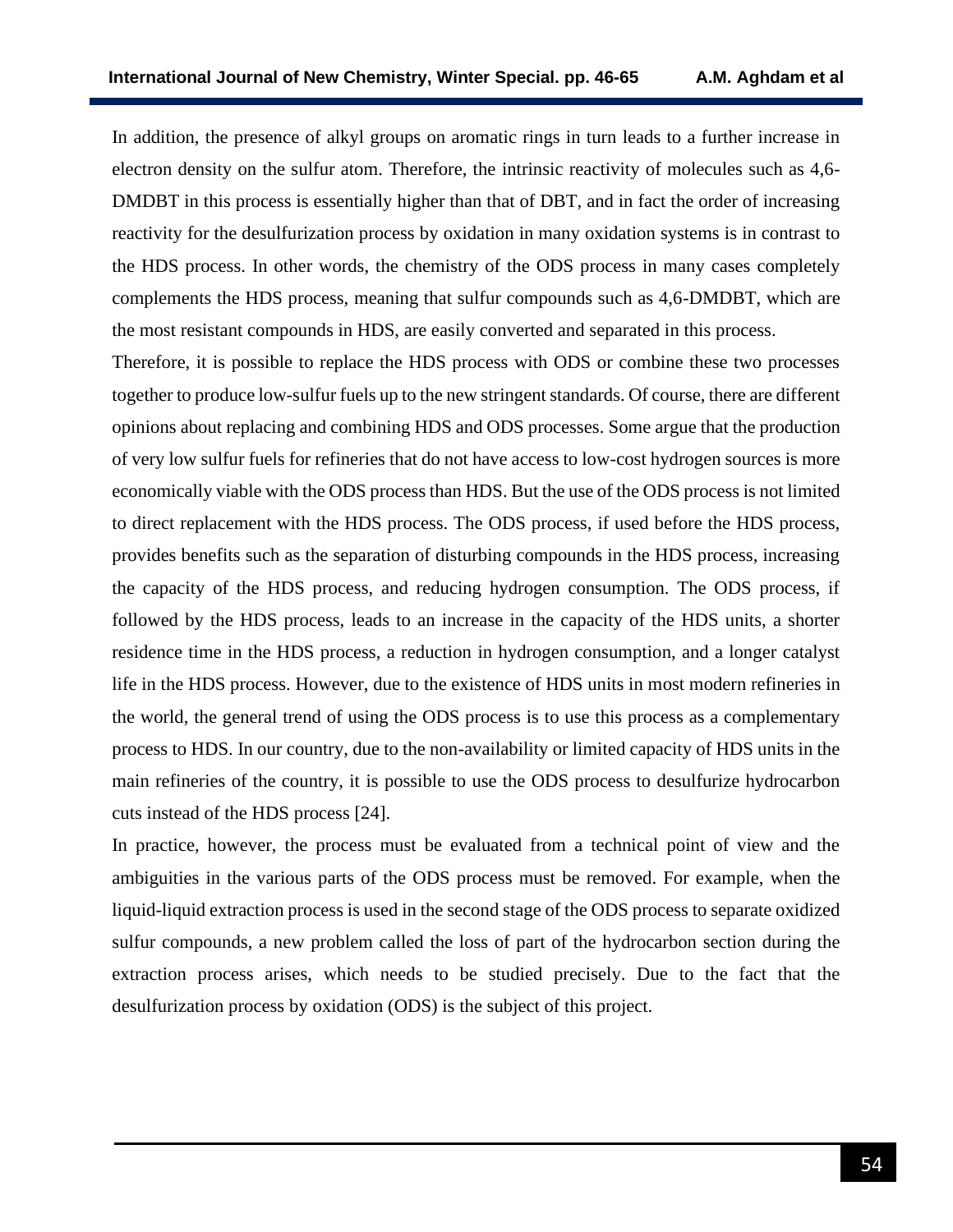In addition, the presence of alkyl groups on aromatic rings in turn leads to a further increase in electron density on the sulfur atom. Therefore, the intrinsic reactivity of molecules such as 4,6-DMDBT in this process is essentially higher than that of DBT, and in fact the order of increasing reactivity for the desulfurization process by oxidation in many oxidation systems is in contrast to the HDS process. In other words, the chemistry of the ODS process in many cases completely complements the HDS process, meaning that sulfur compounds such as 4,6-DMDBT, which are the most resistant compounds in HDS, are easily converted and separated in this process.

Therefore, it is possible to replace the HDS process with ODS or combine these two processes together to produce low-sulfur fuels up to the new stringent standards. Of course, there are different opinions about replacing and combining HDS and ODS processes. Some argue that the production of very low sulfur fuels for refineries that do not have access to low-cost hydrogen sources is more economically viable with the ODS process than HDS. But the use of the ODS process is not limited to direct replacement with the HDS process. The ODS process, if used before the HDS process, provides benefits such as the separation of disturbing compounds in the HDS process, increasing the capacity of the HDS process, and reducing hydrogen consumption. The ODS process, if followed by the HDS process, leads to an increase in the capacity of the HDS units, a shorter residence time in the HDS process, a reduction in hydrogen consumption, and a longer catalyst life in the HDS process. However, due to the existence of HDS units in most modern refineries in the world, the general trend of using the ODS process is to use this process as a complementary process to HDS. In our country, due to the non-availability or limited capacity of HDS units in the main refineries of the country, it is possible to use the ODS process to desulfurize hydrocarbon cuts instead of the HDS process [24].

In practice, however, the process must be evaluated from a technical point of view and the ambiguities in the various parts of the ODS process must be removed. For example, when the liquid-liquid extraction process is used in the second stage of the ODS process to separate oxidized sulfur compounds, a new problem called the loss of part of the hydrocarbon section during the extraction process arises, which needs to be studied precisely. Due to the fact that the desulfurization process by oxidation (ODS) is the subject of this project.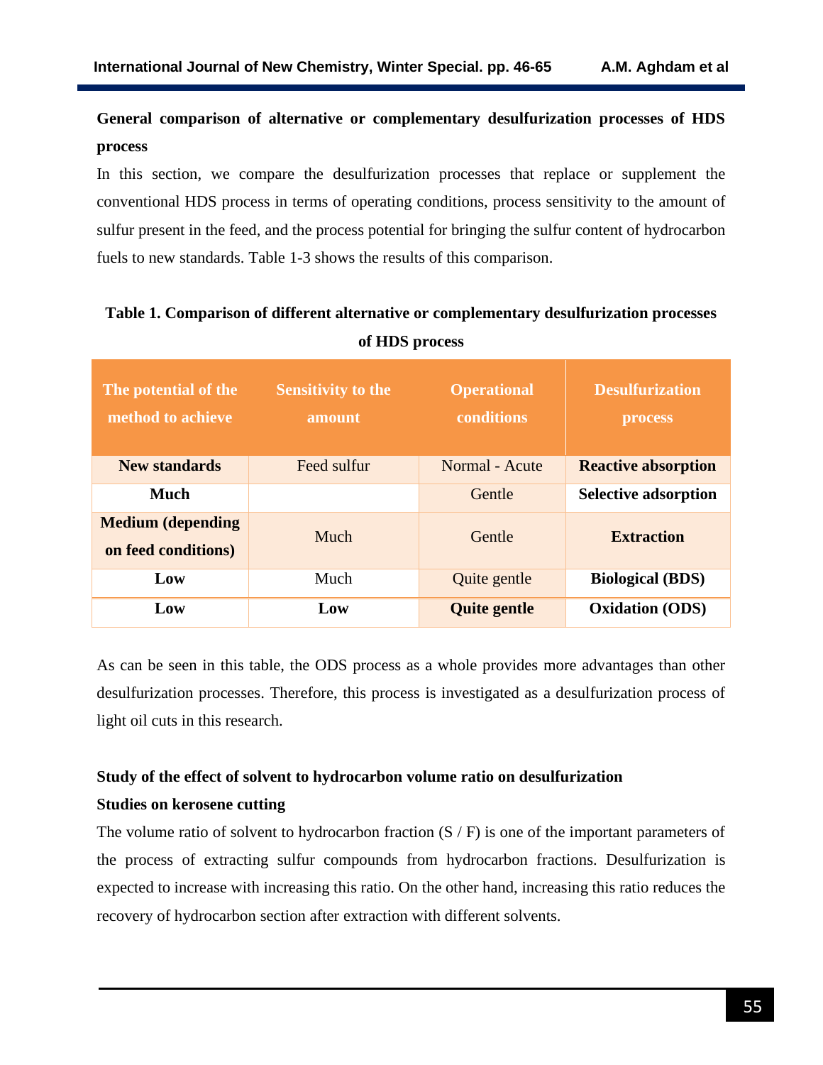**General comparison of alternative or complementary desulfurization processes of HDS process**

In this section, we compare the desulfurization processes that replace or supplement the conventional HDS process in terms of operating conditions, process sensitivity to the amount of sulfur present in the feed, and the process potential for bringing the sulfur content of hydrocarbon fuels to new standards. Table 1-3 shows the results of this comparison.

**Table 1. Comparison of different alternative or complementary desulfurization processes of HDS process**

| The potential of the method to achieve | Sensitivity to the amount | Operational conditions | Desulfurization process |
|---|---|---|---|
| **New standards** | Feed sulfur | Normal - Acute | **Reactive absorption** |
| **Much** | | Gentle | **Selective adsorption** |
| **Medium (depending on feed conditions)** | Much | Gentle | **Extraction** |
| **Low** | Much | Quite gentle | **Biological (BDS)** |
| **Low** | **Low** | **Quite gentle** | **Oxidation (ODS)** |

As can be seen in this table, the ODS process as a whole provides more advantages than other desulfurization processes. Therefore, this process is investigated as a desulfurization process of light oil cuts in this research.

**Study of the effect of solvent to hydrocarbon volume ratio on desulfurization**

**Studies on kerosene cutting**

The volume ratio of solvent to hydrocarbon fraction (S / F) is one of the important parameters of the process of extracting sulfur compounds from hydrocarbon fractions. Desulfurization is expected to increase with increasing this ratio. On the other hand, increasing this ratio reduces the recovery of hydrocarbon section after extraction with different solvents.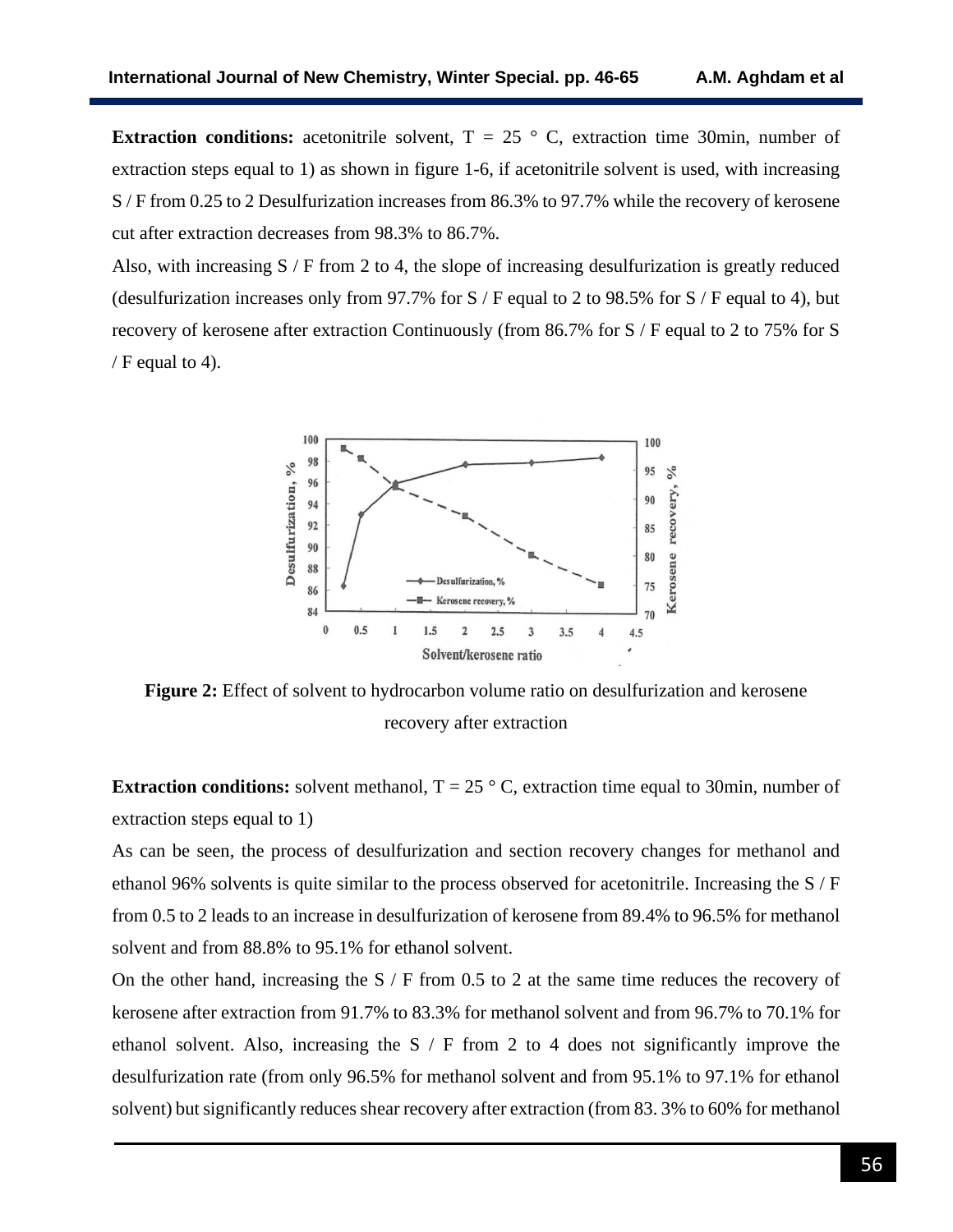**Extraction conditions:** acetonitrile solvent, T = 25 ° C, extraction time 30min, number of extraction steps equal to 1) as shown in figure 1-6, if acetonitrile solvent is used, with increasing S / F from 0.25 to 2 Desulfurization increases from 86.3% to 97.7% while the recovery of kerosene cut after extraction decreases from 98.3% to 86.7%.

Also, with increasing S / F from 2 to 4, the slope of increasing desulfurization is greatly reduced (desulfurization increases only from 97.7% for S / F equal to 2 to 98.5% for S / F equal to 4), but recovery of kerosene after extraction Continuously (from 86.7% for S / F equal to 2 to 75% for S / F equal to 4).

**Figure 2:** Effect of solvent to hydrocarbon volume ratio on desulfurization and kerosene recovery after extraction

**Extraction conditions:** solvent methanol, T = 25 ° C, extraction time equal to 30min, number of extraction steps equal to 1)

As can be seen, the process of desulfurization and section recovery changes for methanol and ethanol 96% solvents is quite similar to the process observed for acetonitrile. Increasing the S / F from 0.5 to 2 leads to an increase in desulfurization of kerosene from 89.4% to 96.5% for methanol solvent and from 88.8% to 95.1% for ethanol solvent.

On the other hand, increasing the S / F from 0.5 to 2 at the same time reduces the recovery of kerosene after extraction from 91.7% to 83.3% for methanol solvent and from 96.7% to 70.1% for ethanol solvent. Also, increasing the S / F from 2 to 4 does not significantly improve the desulfurization rate (from only 96.5% for methanol solvent and from 95.1% to 97.1% for ethanol solvent) but significantly reduces shear recovery after extraction (from 83. 3% to 60% for methanol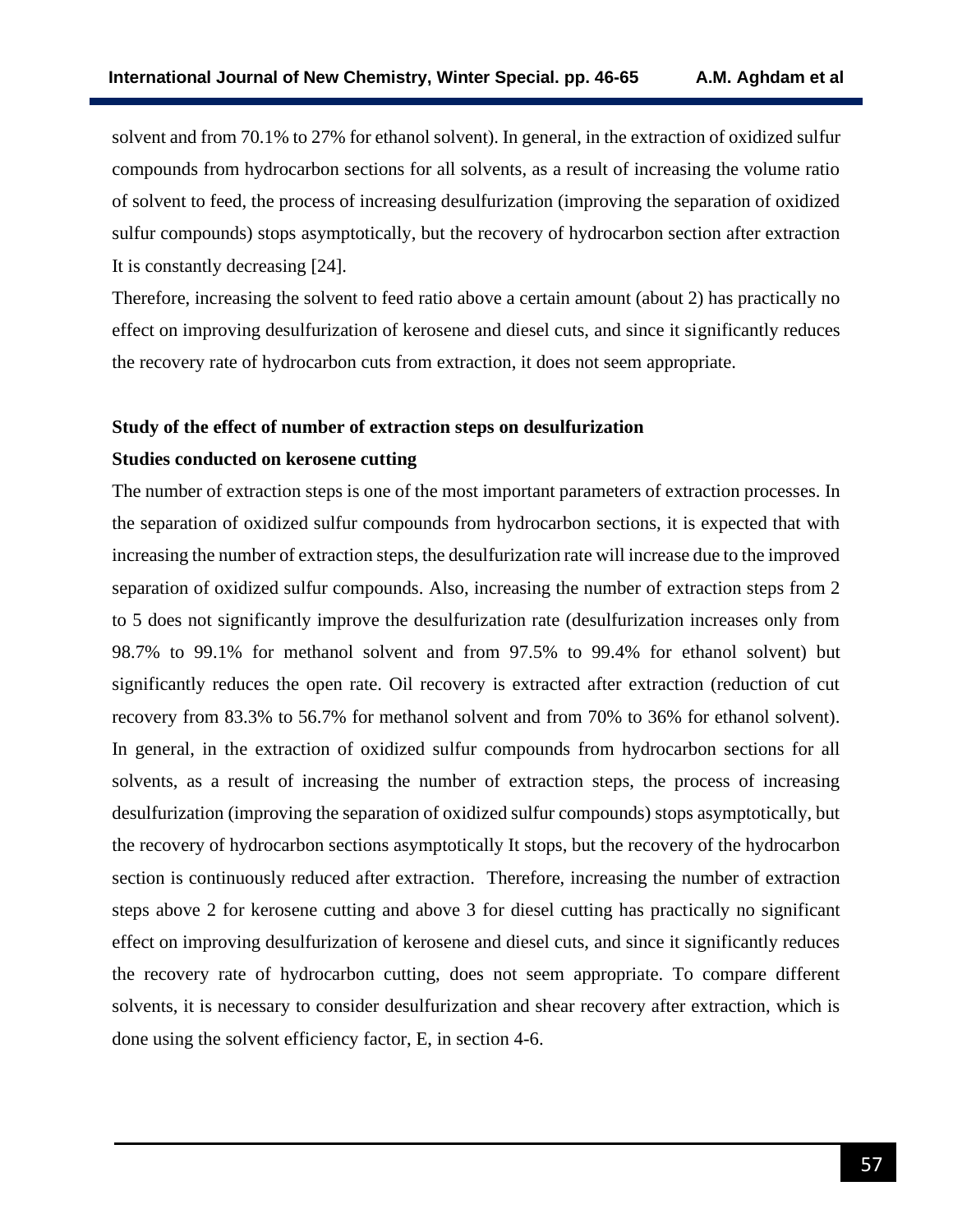solvent and from 70.1% to 27% for ethanol solvent). In general, in the extraction of oxidized sulfur compounds from hydrocarbon sections for all solvents, as a result of increasing the volume ratio of solvent to feed, the process of increasing desulfurization (improving the separation of oxidized sulfur compounds) stops asymptotically, but the recovery of hydrocarbon section after extraction It is constantly decreasing [24].

Therefore, increasing the solvent to feed ratio above a certain amount (about 2) has practically no effect on improving desulfurization of kerosene and diesel cuts, and since it significantly reduces the recovery rate of hydrocarbon cuts from extraction, it does not seem appropriate.

**Study of the effect of number of extraction steps on desulfurization**

**Studies conducted on kerosene cutting**

The number of extraction steps is one of the most important parameters of extraction processes. In the separation of oxidized sulfur compounds from hydrocarbon sections, it is expected that with increasing the number of extraction steps, the desulfurization rate will increase due to the improved separation of oxidized sulfur compounds. Also, increasing the number of extraction steps from 2 to 5 does not significantly improve the desulfurization rate (desulfurization increases only from 98.7% to 99.1% for methanol solvent and from 97.5% to 99.4% for ethanol solvent) but significantly reduces the open rate. Oil recovery is extracted after extraction (reduction of cut recovery from 83.3% to 56.7% for methanol solvent and from 70% to 36% for ethanol solvent). In general, in the extraction of oxidized sulfur compounds from hydrocarbon sections for all solvents, as a result of increasing the number of extraction steps, the process of increasing desulfurization (improving the separation of oxidized sulfur compounds) stops asymptotically, but the recovery of hydrocarbon sections asymptotically It stops, but the recovery of the hydrocarbon section is continuously reduced after extraction. Therefore, increasing the number of extraction steps above 2 for kerosene cutting and above 3 for diesel cutting has practically no significant effect on improving desulfurization of kerosene and diesel cuts, and since it significantly reduces the recovery rate of hydrocarbon cutting, does not seem appropriate. To compare different solvents, it is necessary to consider desulfurization and shear recovery after extraction, which is done using the solvent efficiency factor, E, in section 4-6.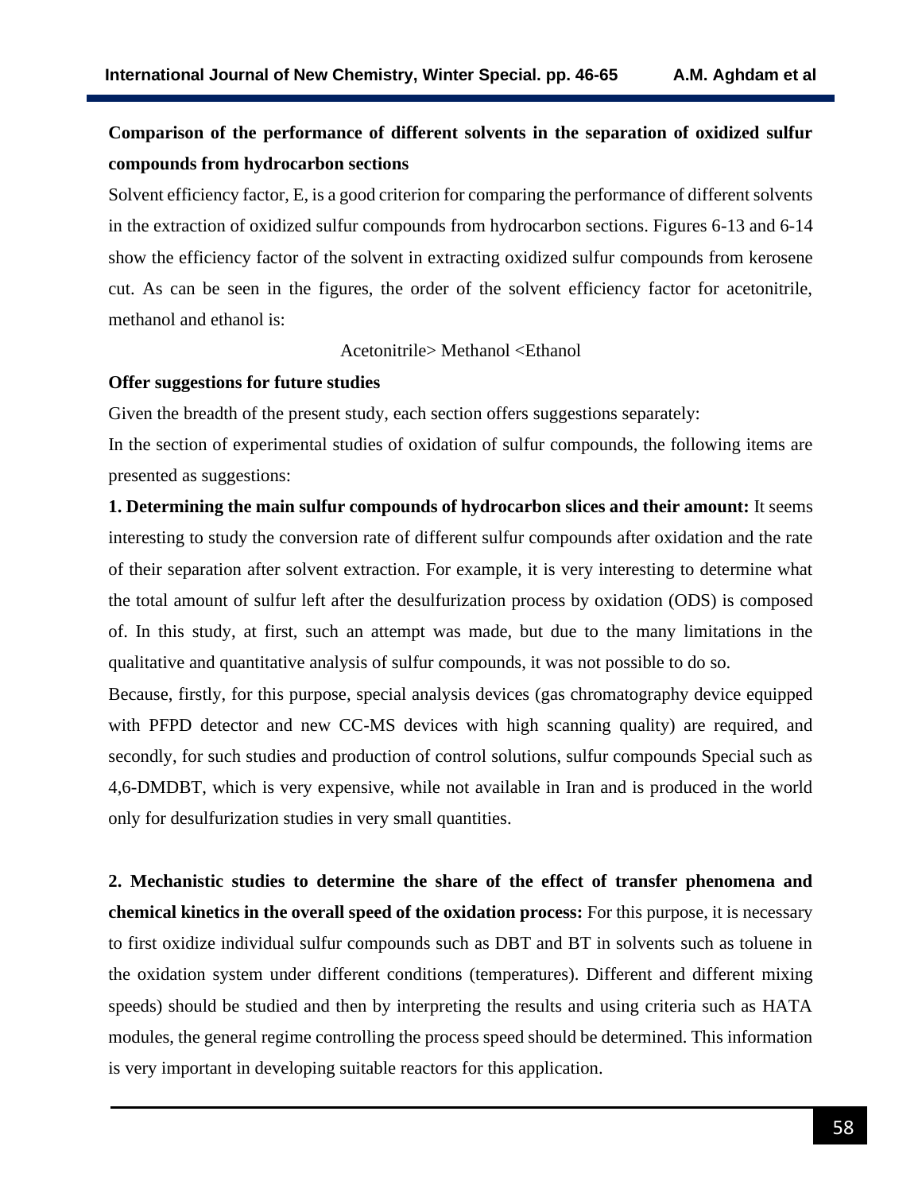**Comparison of the performance of different solvents in the separation of oxidized sulfur compounds from hydrocarbon sections**

Solvent efficiency factor, E, is a good criterion for comparing the performance of different solvents in the extraction of oxidized sulfur compounds from hydrocarbon sections. Figures 6-13 and 6-14 show the efficiency factor of the solvent in extracting oxidized sulfur compounds from kerosene cut. As can be seen in the figures, the order of the solvent efficiency factor for acetonitrile, methanol and ethanol is:

Acetonitrile> Methanol <Ethanol

**Offer suggestions for future studies**

Given the breadth of the present study, each section offers suggestions separately:

In the section of experimental studies of oxidation of sulfur compounds, the following items are presented as suggestions:

**1. Determining the main sulfur compounds of hydrocarbon slices and their amount:** It seems interesting to study the conversion rate of different sulfur compounds after oxidation and the rate of their separation after solvent extraction. For example, it is very interesting to determine what the total amount of sulfur left after the desulfurization process by oxidation (ODS) is composed of. In this study, at first, such an attempt was made, but due to the many limitations in the qualitative and quantitative analysis of sulfur compounds, it was not possible to do so.

Because, firstly, for this purpose, special analysis devices (gas chromatography device equipped with PFPD detector and new CC-MS devices with high scanning quality) are required, and secondly, for such studies and production of control solutions, sulfur compounds Special such as 4,6-DMDBT, which is very expensive, while not available in Iran and is produced in the world only for desulfurization studies in very small quantities.

**2. Mechanistic studies to determine the share of the effect of transfer phenomena and chemical kinetics in the overall speed of the oxidation process:** For this purpose, it is necessary to first oxidize individual sulfur compounds such as DBT and BT in solvents such as toluene in the oxidation system under different conditions (temperatures). Different and different mixing speeds) should be studied and then by interpreting the results and using criteria such as HATA modules, the general regime controlling the process speed should be determined. This information is very important in developing suitable reactors for this application.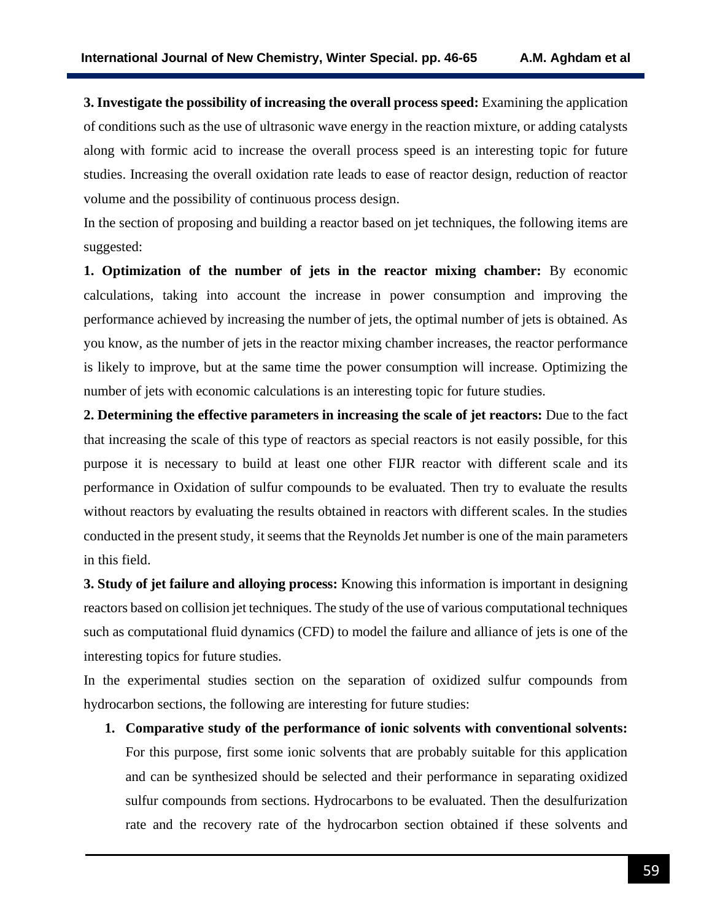**3. Investigate the possibility of increasing the overall process speed:** Examining the application of conditions such as the use of ultrasonic wave energy in the reaction mixture, or adding catalysts along with formic acid to increase the overall process speed is an interesting topic for future studies. Increasing the overall oxidation rate leads to ease of reactor design, reduction of reactor volume and the possibility of continuous process design.

In the section of proposing and building a reactor based on jet techniques, the following items are suggested:

**1. Optimization of the number of jets in the reactor mixing chamber:** By economic calculations, taking into account the increase in power consumption and improving the performance achieved by increasing the number of jets, the optimal number of jets is obtained. As you know, as the number of jets in the reactor mixing chamber increases, the reactor performance is likely to improve, but at the same time the power consumption will increase. Optimizing the number of jets with economic calculations is an interesting topic for future studies.

**2. Determining the effective parameters in increasing the scale of jet reactors:** Due to the fact that increasing the scale of this type of reactors as special reactors is not easily possible, for this purpose it is necessary to build at least one other FIJR reactor with different scale and its performance in Oxidation of sulfur compounds to be evaluated. Then try to evaluate the results without reactors by evaluating the results obtained in reactors with different scales. In the studies conducted in the present study, it seems that the Reynolds Jet number is one of the main parameters in this field.

**3. Study of jet failure and alloying process:** Knowing this information is important in designing reactors based on collision jet techniques. The study of the use of various computational techniques such as computational fluid dynamics (CFD) to model the failure and alliance of jets is one of the interesting topics for future studies.

In the experimental studies section on the separation of oxidized sulfur compounds from hydrocarbon sections, the following are interesting for future studies:

1. **Comparative study of the performance of ionic solvents with conventional solvents:** For this purpose, first some ionic solvents that are probably suitable for this application and can be synthesized should be selected and their performance in separating oxidized sulfur compounds from sections. Hydrocarbons to be evaluated. Then the desulfurization rate and the recovery rate of the hydrocarbon section obtained if these solvents and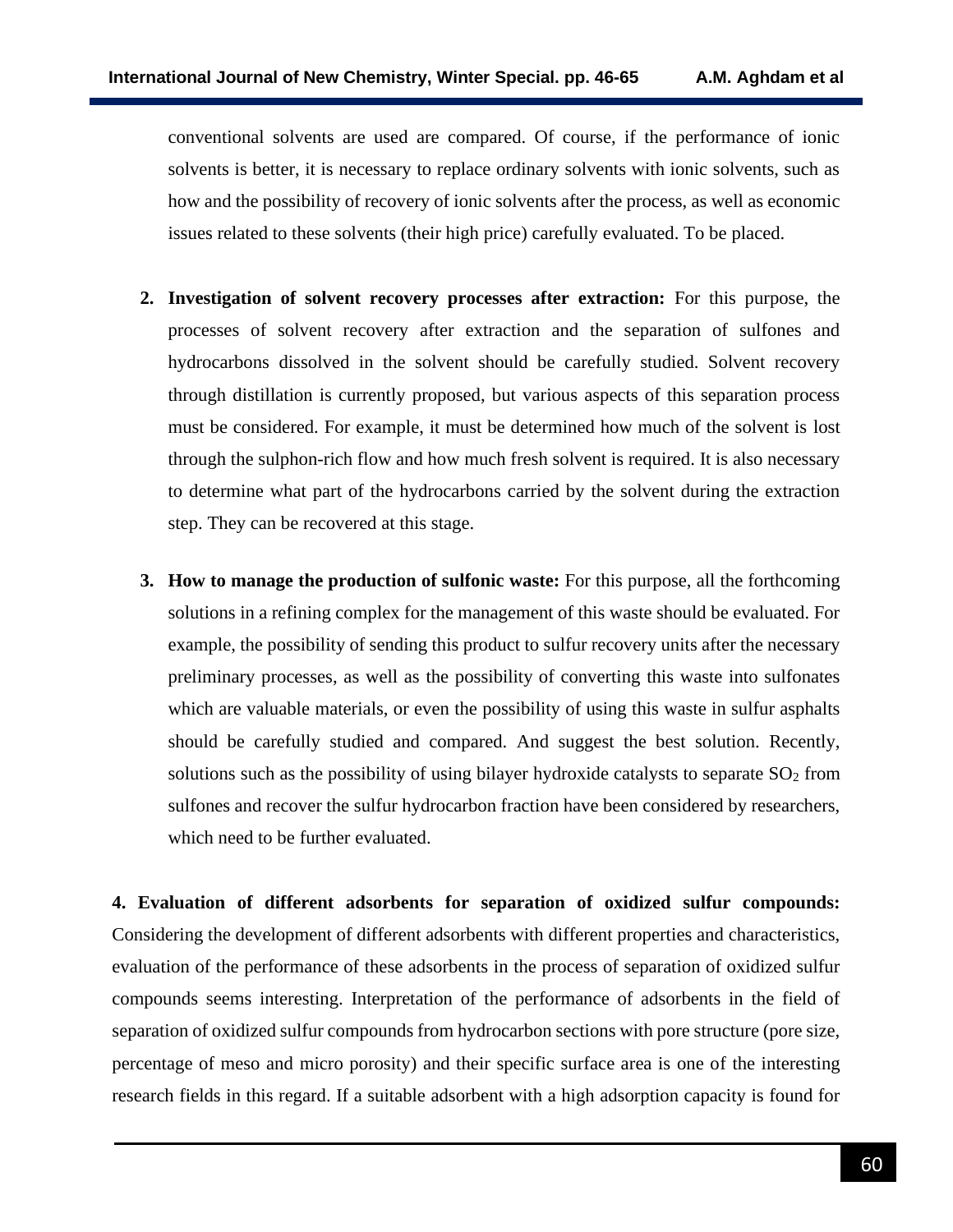conventional solvents are used are compared. Of course, if the performance of ionic solvents is better, it is necessary to replace ordinary solvents with ionic solvents, such as how and the possibility of recovery of ionic solvents after the process, as well as economic issues related to these solvents (their high price) carefully evaluated. To be placed.

2. **Investigation of solvent recovery processes after extraction:** For this purpose, the processes of solvent recovery after extraction and the separation of sulfones and hydrocarbons dissolved in the solvent should be carefully studied. Solvent recovery through distillation is currently proposed, but various aspects of this separation process must be considered. For example, it must be determined how much of the solvent is lost through the sulphon-rich flow and how much fresh solvent is required. It is also necessary to determine what part of the hydrocarbons carried by the solvent during the extraction step. They can be recovered at this stage.

3. **How to manage the production of sulfonic waste:** For this purpose, all the forthcoming solutions in a refining complex for the management of this waste should be evaluated. For example, the possibility of sending this product to sulfur recovery units after the necessary preliminary processes, as well as the possibility of converting this waste into sulfonates which are valuable materials, or even the possibility of using this waste in sulfur asphalts should be carefully studied and compared. And suggest the best solution. Recently, solutions such as the possibility of using bilayer hydroxide catalysts to separate $SO_2$ from sulfones and recover the sulfur hydrocarbon fraction have been considered by researchers, which need to be further evaluated.

**4. Evaluation of different adsorbents for separation of oxidized sulfur compounds:** Considering the development of different adsorbents with different properties and characteristics, evaluation of the performance of these adsorbents in the process of separation of oxidized sulfur compounds seems interesting. Interpretation of the performance of adsorbents in the field of separation of oxidized sulfur compounds from hydrocarbon sections with pore structure (pore size, percentage of meso and micro porosity) and their specific surface area is one of the interesting research fields in this regard. If a suitable adsorbent with a high adsorption capacity is found for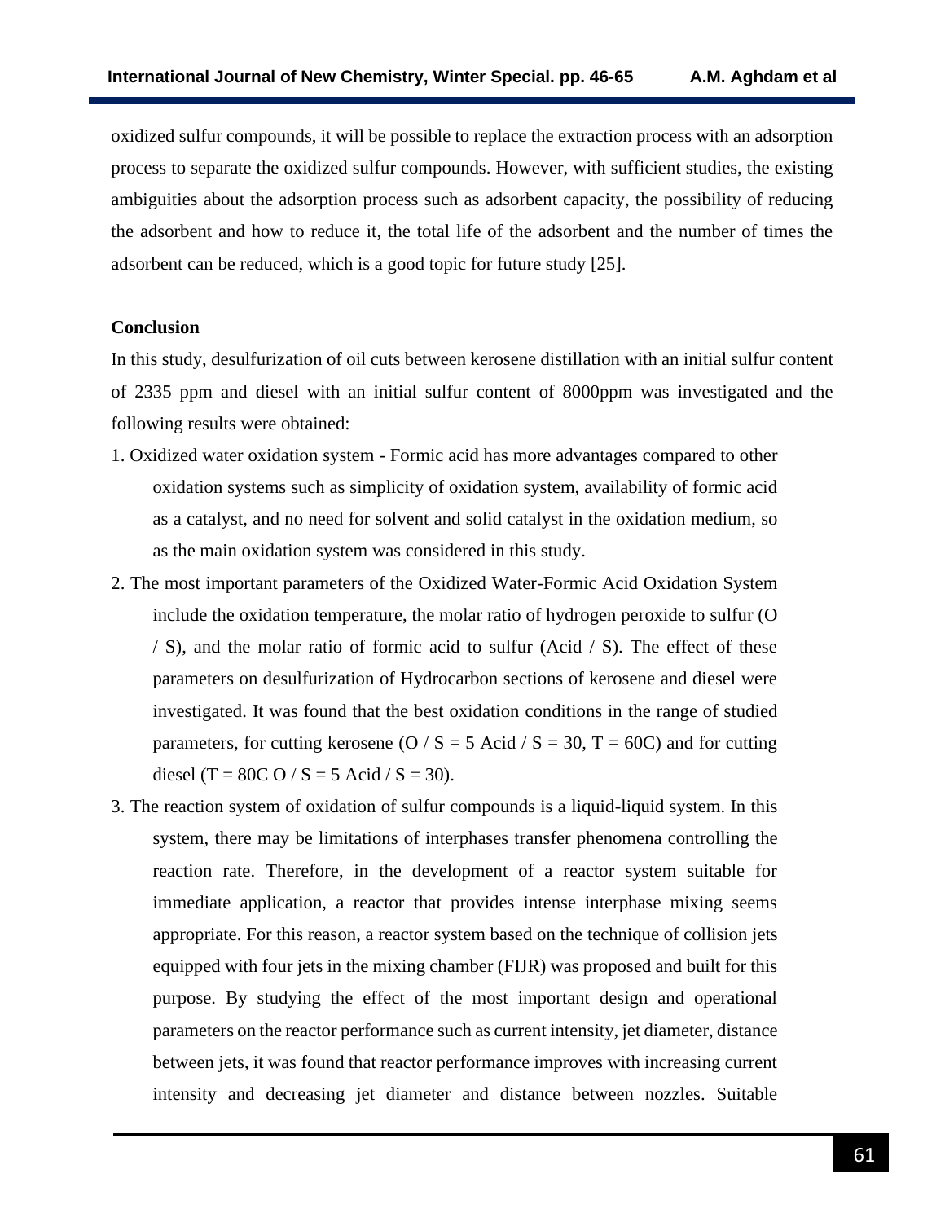oxidized sulfur compounds, it will be possible to replace the extraction process with an adsorption process to separate the oxidized sulfur compounds. However, with sufficient studies, the existing ambiguities about the adsorption process such as adsorbent capacity, the possibility of reducing the adsorbent and how to reduce it, the total life of the adsorbent and the number of times the adsorbent can be reduced, which is a good topic for future study [25].

## Conclusion

In this study, desulfurization of oil cuts between kerosene distillation with an initial sulfur content of 2335 ppm and diesel with an initial sulfur content of 8000ppm was investigated and the following results were obtained:

1. Oxidized water oxidation system - Formic acid has more advantages compared to other oxidation systems such as simplicity of oxidation system, availability of formic acid as a catalyst, and no need for solvent and solid catalyst in the oxidation medium, so as the main oxidation system was considered in this study.
2. The most important parameters of the Oxidized Water-Formic Acid Oxidation System include the oxidation temperature, the molar ratio of hydrogen peroxide to sulfur (O / S), and the molar ratio of formic acid to sulfur (Acid / S). The effect of these parameters on desulfurization of Hydrocarbon sections of kerosene and diesel were investigated. It was found that the best oxidation conditions in the range of studied parameters, for cutting kerosene (O / S = 5 Acid / S = 30, T = 60C) and for cutting diesel (T = 80C O / S = 5 Acid / S = 30).
3. The reaction system of oxidation of sulfur compounds is a liquid-liquid system. In this system, there may be limitations of interphases transfer phenomena controlling the reaction rate. Therefore, in the development of a reactor system suitable for immediate application, a reactor that provides intense interphase mixing seems appropriate. For this reason, a reactor system based on the technique of collision jets equipped with four jets in the mixing chamber (FIJR) was proposed and built for this purpose. By studying the effect of the most important design and operational parameters on the reactor performance such as current intensity, jet diameter, distance between jets, it was found that reactor performance improves with increasing current intensity and decreasing jet diameter and distance between nozzles. Suitable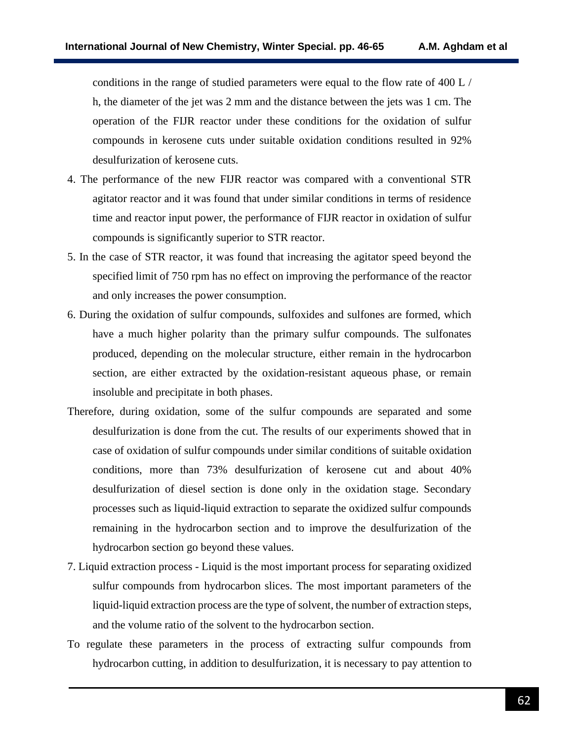conditions in the range of studied parameters were equal to the flow rate of 400 L / h, the diameter of the jet was 2 mm and the distance between the jets was 1 cm. The operation of the FIJR reactor under these conditions for the oxidation of sulfur compounds in kerosene cuts under suitable oxidation conditions resulted in 92% desulfurization of kerosene cuts.

4. The performance of the new FIJR reactor was compared with a conventional STR agitator reactor and it was found that under similar conditions in terms of residence time and reactor input power, the performance of FIJR reactor in oxidation of sulfur compounds is significantly superior to STR reactor.
5. In the case of STR reactor, it was found that increasing the agitator speed beyond the specified limit of 750 rpm has no effect on improving the performance of the reactor and only increases the power consumption.
6. During the oxidation of sulfur compounds, sulfoxides and sulfones are formed, which have a much higher polarity than the primary sulfur compounds. The sulfonates produced, depending on the molecular structure, either remain in the hydrocarbon section, are either extracted by the oxidation-resistant aqueous phase, or remain insoluble and precipitate in both phases.

Therefore, during oxidation, some of the sulfur compounds are separated and some desulfurization is done from the cut. The results of our experiments showed that in case of oxidation of sulfur compounds under similar conditions of suitable oxidation conditions, more than 73% desulfurization of kerosene cut and about 40% desulfurization of diesel section is done only in the oxidation stage. Secondary processes such as liquid-liquid extraction to separate the oxidized sulfur compounds remaining in the hydrocarbon section and to improve the desulfurization of the hydrocarbon section go beyond these values.

7. Liquid extraction process - Liquid is the most important process for separating oxidized sulfur compounds from hydrocarbon slices. The most important parameters of the liquid-liquid extraction process are the type of solvent, the number of extraction steps, and the volume ratio of the solvent to the hydrocarbon section.

To regulate these parameters in the process of extracting sulfur compounds from hydrocarbon cutting, in addition to desulfurization, it is necessary to pay attention to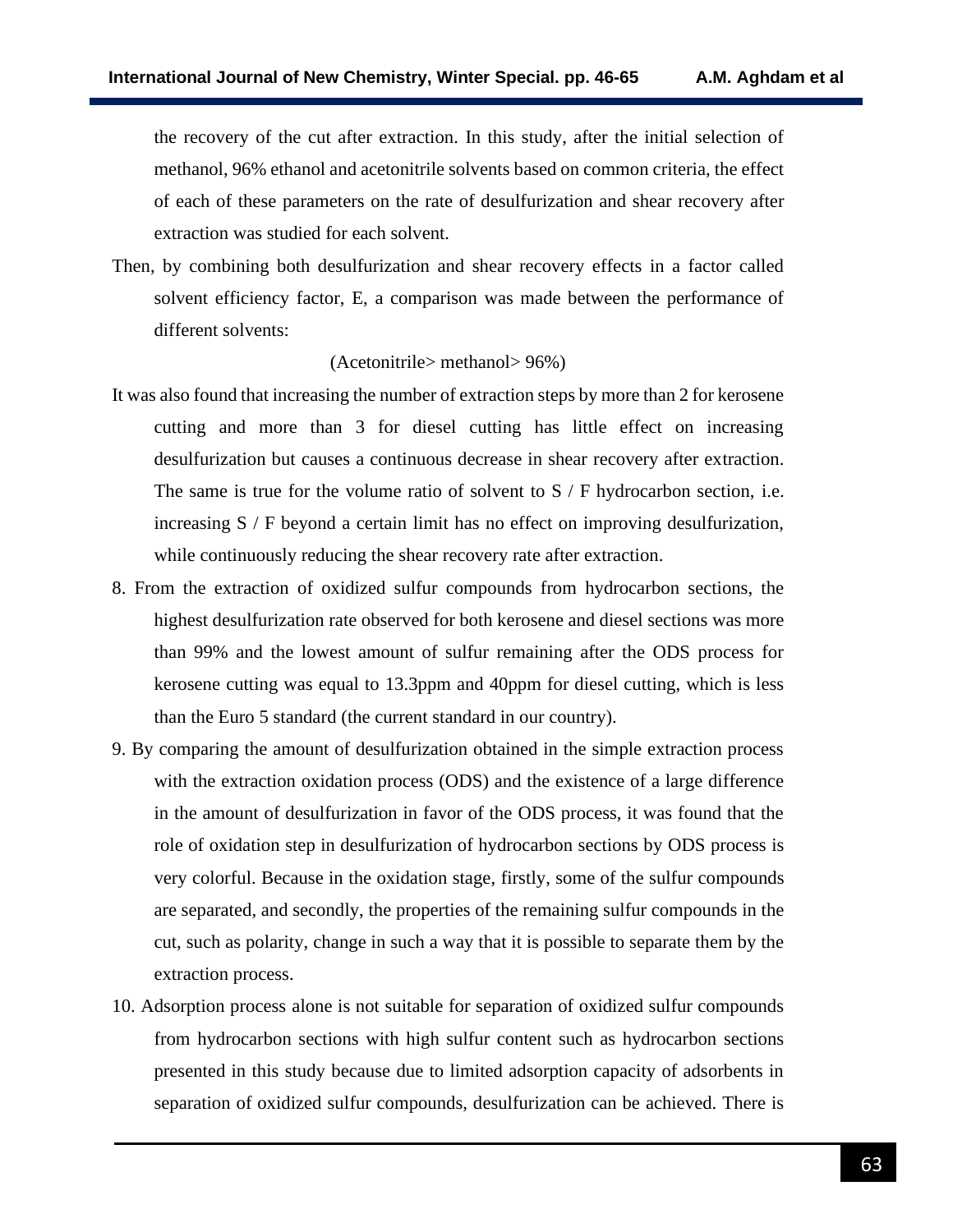the recovery of the cut after extraction. In this study, after the initial selection of methanol, 96% ethanol and acetonitrile solvents based on common criteria, the effect of each of these parameters on the rate of desulfurization and shear recovery after extraction was studied for each solvent.

Then, by combining both desulfurization and shear recovery effects in a factor called solvent efficiency factor, E, a comparison was made between the performance of different solvents:

(Acetonitrile> methanol> 96%)

It was also found that increasing the number of extraction steps by more than 2 for kerosene cutting and more than 3 for diesel cutting has little effect on increasing desulfurization but causes a continuous decrease in shear recovery after extraction. The same is true for the volume ratio of solvent to S / F hydrocarbon section, i.e. increasing S / F beyond a certain limit has no effect on improving desulfurization, while continuously reducing the shear recovery rate after extraction.

8. From the extraction of oxidized sulfur compounds from hydrocarbon sections, the highest desulfurization rate observed for both kerosene and diesel sections was more than 99% and the lowest amount of sulfur remaining after the ODS process for kerosene cutting was equal to 13.3ppm and 40ppm for diesel cutting, which is less than the Euro 5 standard (the current standard in our country).

9. By comparing the amount of desulfurization obtained in the simple extraction process with the extraction oxidation process (ODS) and the existence of a large difference in the amount of desulfurization in favor of the ODS process, it was found that the role of oxidation step in desulfurization of hydrocarbon sections by ODS process is very colorful. Because in the oxidation stage, firstly, some of the sulfur compounds are separated, and secondly, the properties of the remaining sulfur compounds in the cut, such as polarity, change in such a way that it is possible to separate them by the extraction process.

10. Adsorption process alone is not suitable for separation of oxidized sulfur compounds from hydrocarbon sections with high sulfur content such as hydrocarbon sections presented in this study because due to limited adsorption capacity of adsorbents in separation of oxidized sulfur compounds, desulfurization can be achieved. There is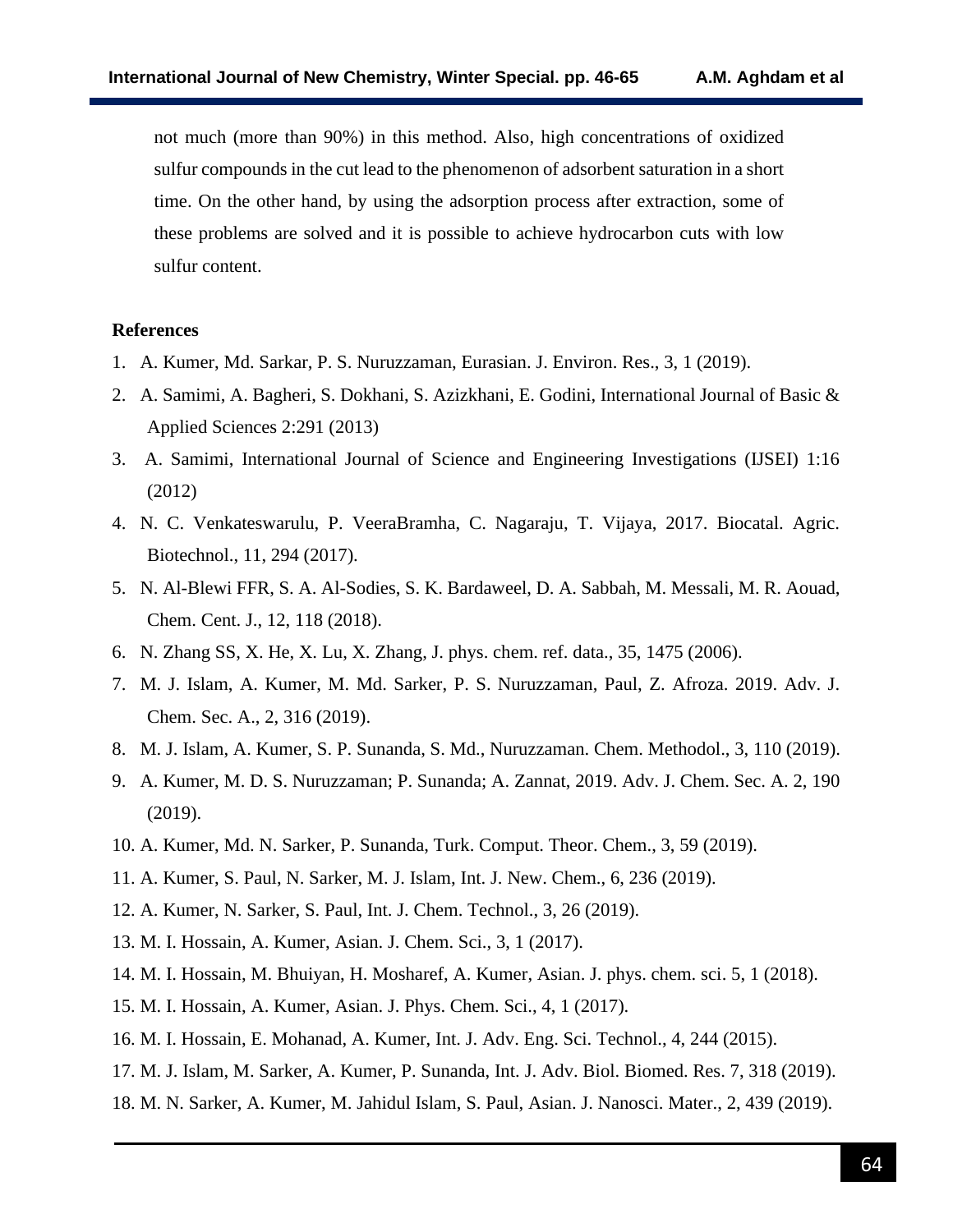not much (more than 90%) in this method. Also, high concentrations of oxidized sulfur compounds in the cut lead to the phenomenon of adsorbent saturation in a short time. On the other hand, by using the adsorption process after extraction, some of these problems are solved and it is possible to achieve hydrocarbon cuts with low sulfur content.

**References**

1. A. Kumer, Md. Sarkar, P. S. Nuruzzaman, Eurasian. J. Environ. Res., 3, 1 (2019).
2. A. Samimi, A. Bagheri, S. Dokhani, S. Azizkhani, E. Godini, International Journal of Basic & Applied Sciences 2:291 (2013)
3. A. Samimi, International Journal of Science and Engineering Investigations (IJSEI) 1:16 (2012)
4. N. C. Venkateswarulu, P. VeeraBramha, C. Nagaraju, T. Vijaya, 2017. Biocatal. Agric. Biotechnol., 11, 294 (2017).
5. N. Al-Blewi FFR, S. A. Al-Sodies, S. K. Bardaweel, D. A. Sabbah, M. Messali, M. R. Aouad, Chem. Cent. J., 12, 118 (2018).
6. N. Zhang SS, X. He, X. Lu, X. Zhang, J. phys. chem. ref. data., 35, 1475 (2006).
7. M. J. Islam, A. Kumer, M. Md. Sarker, P. S. Nuruzzaman, Paul, Z. Afroza. 2019. Adv. J. Chem. Sec. A., 2, 316 (2019).
8. M. J. Islam, A. Kumer, S. P. Sunanda, S. Md., Nuruzzaman. Chem. Methodol., 3, 110 (2019).
9. A. Kumer, M. D. S. Nuruzzaman; P. Sunanda; A. Zannat, 2019. Adv. J. Chem. Sec. A. 2, 190 (2019).
10. A. Kumer, Md. N. Sarker, P. Sunanda, Turk. Comput. Theor. Chem., 3, 59 (2019).
11. A. Kumer, S. Paul, N. Sarker, M. J. Islam, Int. J. New. Chem., 6, 236 (2019).
12. A. Kumer, N. Sarker, S. Paul, Int. J. Chem. Technol., 3, 26 (2019).
13. M. I. Hossain, A. Kumer, Asian. J. Chem. Sci., 3, 1 (2017).
14. M. I. Hossain, M. Bhuiyan, H. Mosharef, A. Kumer, Asian. J. phys. chem. sci. 5, 1 (2018).
15. M. I. Hossain, A. Kumer, Asian. J. Phys. Chem. Sci., 4, 1 (2017).
16. M. I. Hossain, E. Mohanad, A. Kumer, Int. J. Adv. Eng. Sci. Technol., 4, 244 (2015).
17. M. J. Islam, M. Sarker, A. Kumer, P. Sunanda, Int. J. Adv. Biol. Biomed. Res. 7, 318 (2019).
18. M. N. Sarker, A. Kumer, M. Jahidul Islam, S. Paul, Asian. J. Nanosci. Mater., 2, 439 (2019).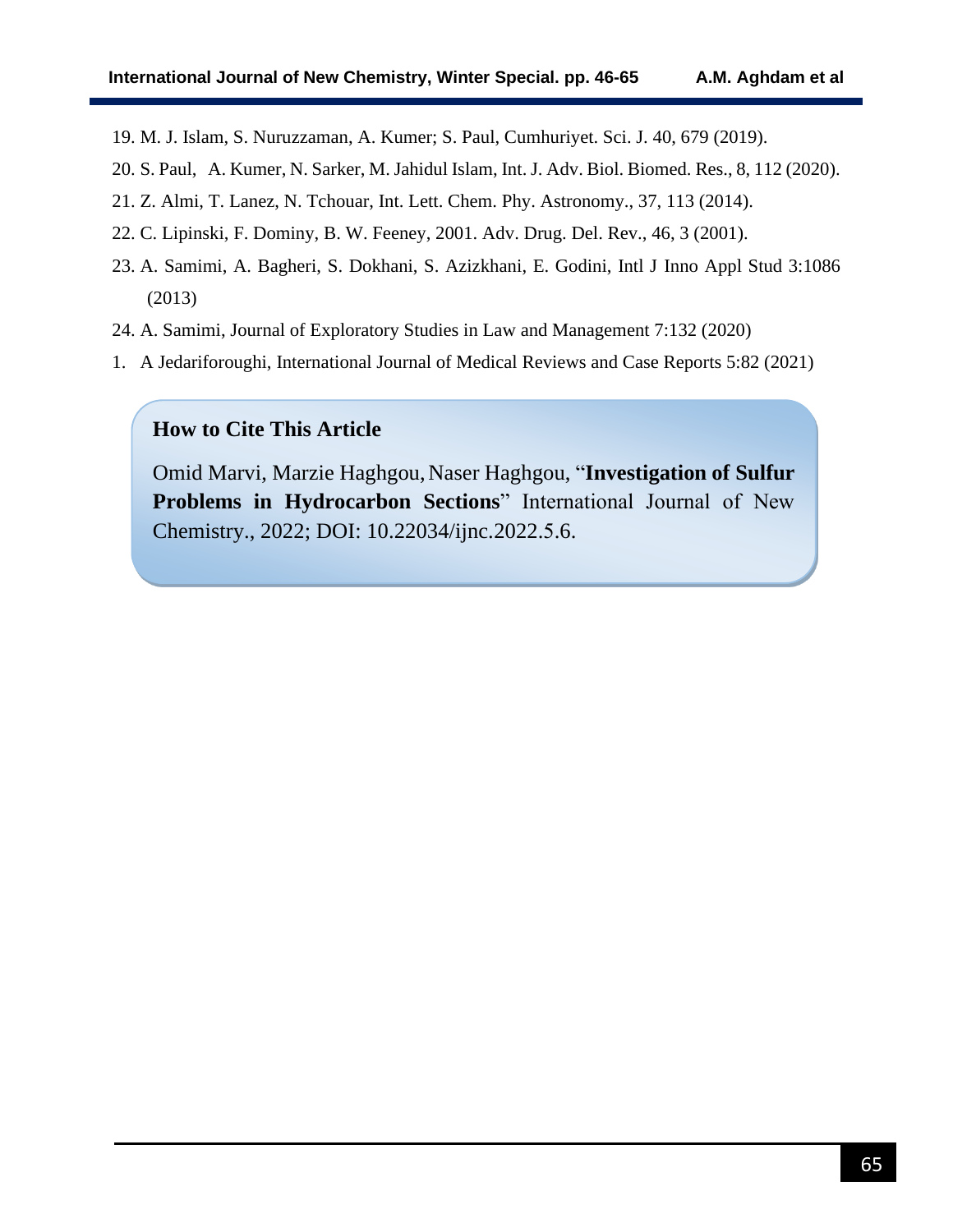19. M. J. Islam, S. Nuruzzaman, A. Kumer; S. Paul, Cumhuriyet. Sci. J. 40, 679 (2019).
20. S. Paul, A. Kumer, N. Sarker, M. Jahidul Islam, Int. J. Adv. Biol. Biomed. Res., 8, 112 (2020).
21. Z. Almi, T. Lanez, N. Tchouar, Int. Lett. Chem. Phy. Astronomy., 37, 113 (2014).
22. C. Lipinski, F. Dominy, B. W. Feeney, 2001. Adv. Drug. Del. Rev., 46, 3 (2001).
23. A. Samimi, A. Bagheri, S. Dokhani, S. Azizkhani, E. Godini, Intl J Inno Appl Stud 3:1086 (2013)
24. A. Samimi, Journal of Exploratory Studies in Law and Management 7:132 (2020)
1. A Jedariforoughi, International Journal of Medical Reviews and Case Reports 5:82 (2021)

**How to Cite This Article**

Omid Marvi, Marzie Haghgou, Naser Haghgou, "**Investigation of Sulfur Problems in Hydrocarbon Sections**" International Journal of New Chemistry., 2022; DOI: 10.22034/ijnc.2022.5.6.